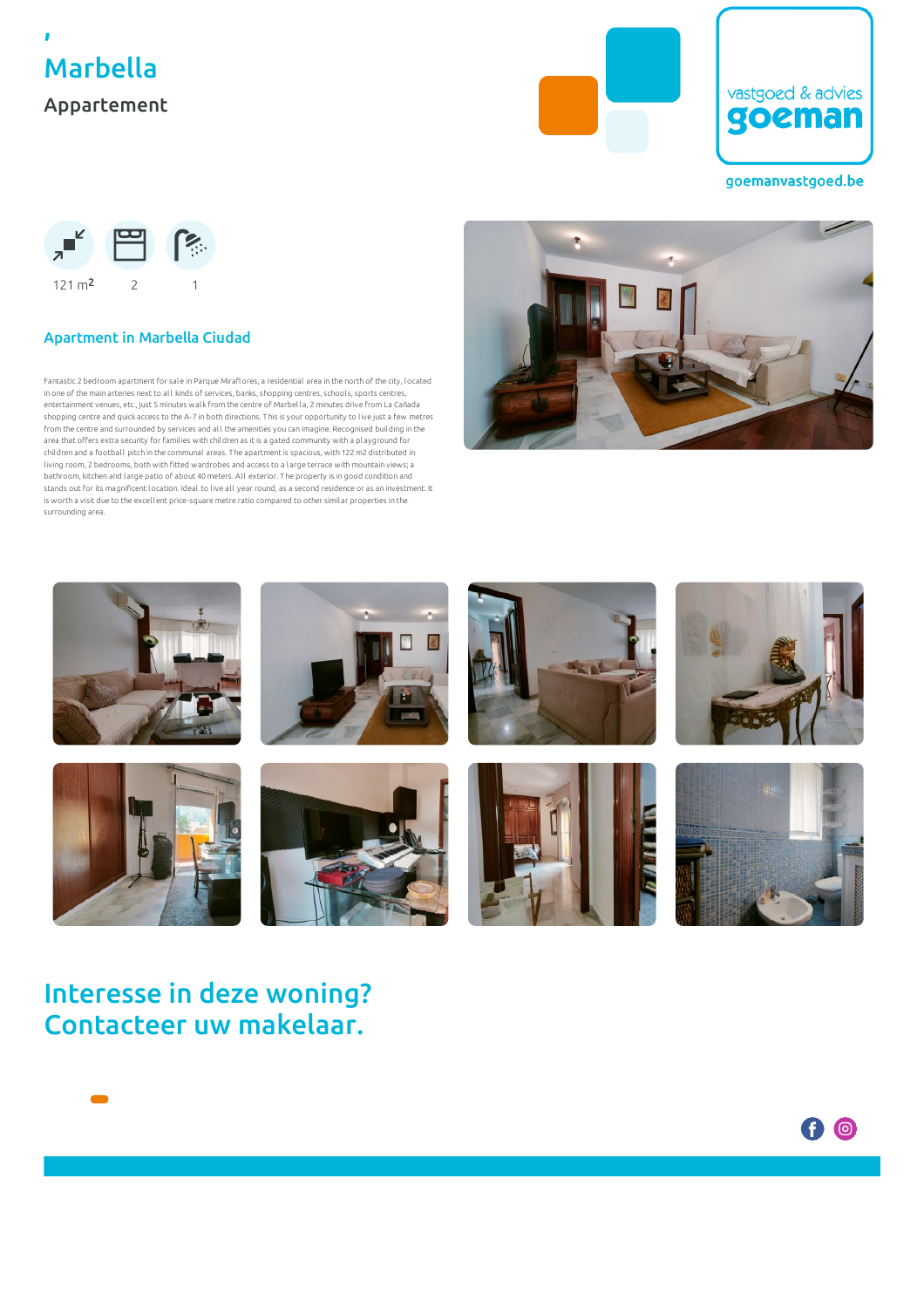,

# Marbella

Appartement

vastgoed & advies
goeman

goemanvastgoed.be

121 m2 | 2 | 1

## Apartment in Marbella Ciudad

Fantastic 2 bedroom apartment for sale in Parque Miraflores, a residential area in the north of the city, located in one of the main arteries next to all kinds of services, banks, shopping centres, schools, sports centres, entertainment venues, etc., just 5 minutes walk from the centre of Marbella, 2 minutes drive from La Cañada shopping centre and quick access to the A-7 in both directions. This is your opportunity to live just a few metres from the centre and surrounded by services and all the amenities you can imagine. Recognised building in the area that offers extra security for families with children as it is a gated community with a playground for children and a football pitch in the communal areas. The apartment is spacious, with 122 m2 distributed in living room, 2 bedrooms, both with fitted wardrobes and access to a large terrace with mountain views; a bathroom, kitchen and large patio of about 40 meters. All exterior. The property is in good condition and stands out for its magnificent location. Ideal to live all year round, as a second residence or as an investment. It is worth a visit due to the excellent price-square metre ratio compared to other similar properties in the surrounding area.

## Interesse in deze woning? Contacteer uw makelaar.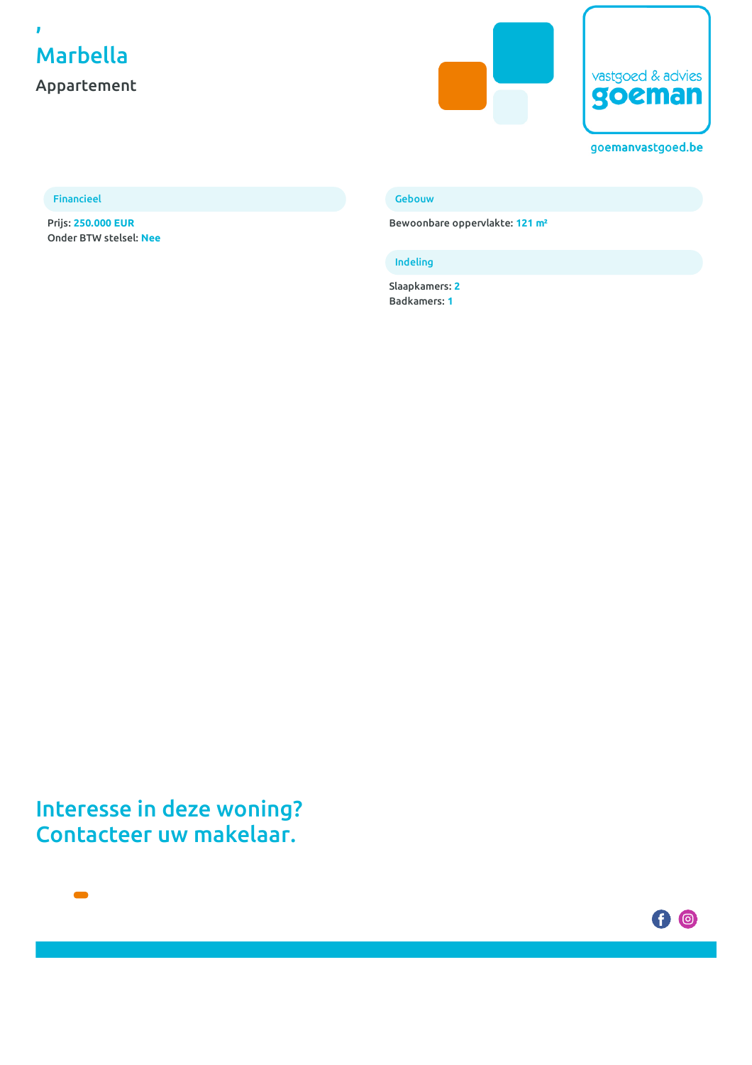,

# Marbella

Appartement

vastgoed & advies goeman

goemanvastgoed.be

## Financieel

**Prijs:** 250.000 EUR
**Onder BTW stelsel:** Nee

## Gebouw

**Bewoonbare oppervlakte:** 121 m²

## Indeling

**Slaapkamers:** 2
**Badkamers:** 1

## Interesse in deze woning? Contacteer uw makelaar.